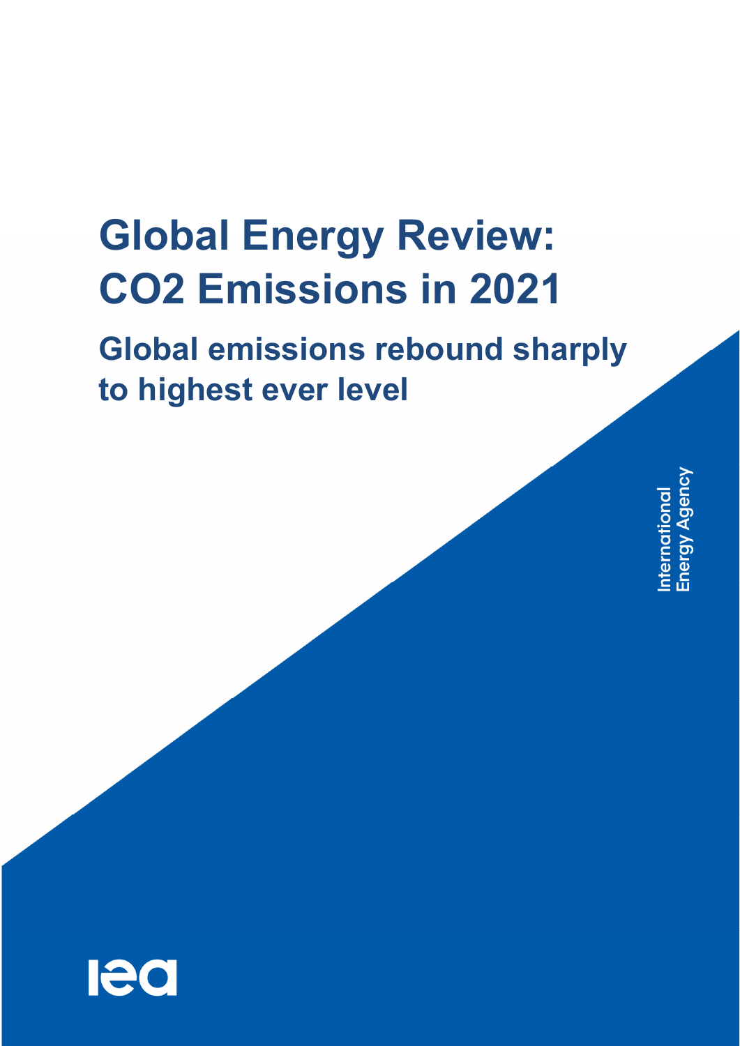# Global Energy Review: CO2 Emissions in 2021

## Global emissions rebound sharply to highest ever level

International Energy Agency

iea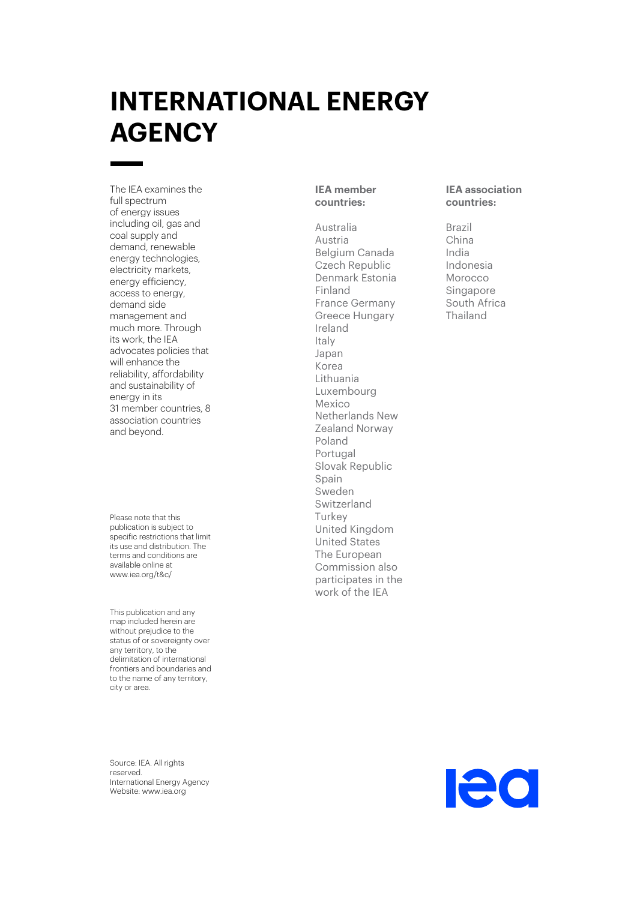# INTERNATIONAL ENERGY AGENCY

The IEA examines the full spectrum of energy issues including oil, gas and coal supply and demand, renewable energy technologies, electricity markets, energy efficiency, access to energy, demand side management and much more. Through its work, the IEA advocates policies that will enhance the reliability, affordability and sustainability of energy in its 31 member countries, 8 association countries and beyond.

Please note that this publication is subject to specific restrictions that limit its use and distribution. The terms and conditions are available online at www.iea.org/t&c/

This publication and any map included herein are without prejudice to the status of or sovereignty over any territory, to the delimitation of international frontiers and boundaries and to the name of any territory, city or area.

**IEA member countries:**

Australia
Austria
Belgium Canada
Czech Republic
Denmark Estonia
Finland
France Germany
Greece Hungary
Ireland
Italy
Japan
Korea
Lithuania
Luxembourg
Mexico
Netherlands New Zealand Norway
Poland
Portugal
Slovak Republic
Spain
Sweden
Switzerland
Turkey
United Kingdom
United States
The European Commission also participates in the work of the IEA

**IEA association countries:**

Brazil
China
India
Indonesia
Morocco
Singapore
South Africa
Thailand

Source: IEA. All rights reserved.
International Energy Agency
Website: www.iea.org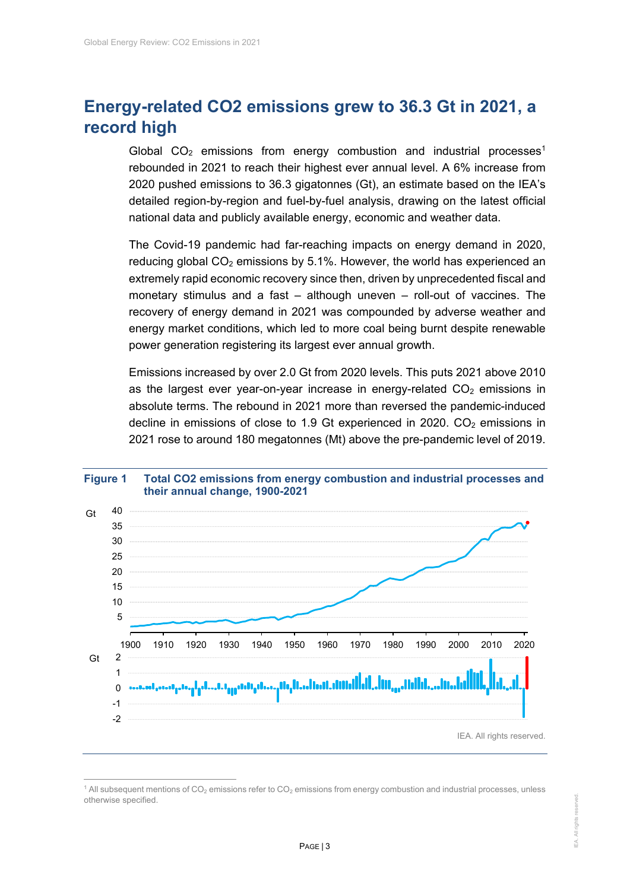## Energy-related CO2 emissions grew to 36.3 Gt in 2021, a record high

Global $CO_2$ emissions from energy combustion and industrial processes[1] rebounded in 2021 to reach their highest ever annual level. A 6% increase from 2020 pushed emissions to 36.3 gigatonnes (Gt), an estimate based on the IEA's detailed region-by-region and fuel-by-fuel analysis, drawing on the latest official national data and publicly available energy, economic and weather data.

The Covid-19 pandemic had far-reaching impacts on energy demand in 2020, reducing global $CO_2$ emissions by 5.1%. However, the world has experienced an extremely rapid economic recovery since then, driven by unprecedented fiscal and monetary stimulus and a fast – although uneven – roll-out of vaccines. The recovery of energy demand in 2021 was compounded by adverse weather and energy market conditions, which led to more coal being burnt despite renewable power generation registering its largest ever annual growth.

Emissions increased by over 2.0 Gt from 2020 levels. This puts 2021 above 2010 as the largest ever year-on-year increase in energy-related $CO_2$ emissions in absolute terms. The rebound in 2021 more than reversed the pandemic-induced decline in emissions of close to 1.9 Gt experienced in 2020. $CO_2$ emissions in 2021 rose to around 180 megatonnes (Mt) above the pre-pandemic level of 2019.

**Figure 1 Total CO2 emissions from energy combustion and industrial processes and their annual change, 1900-2021**

IEA. All rights reserved.

[1] All subsequent mentions of $CO_2$ emissions refer to $CO_2$ emissions from energy combustion and industrial processes, unless otherwise specified.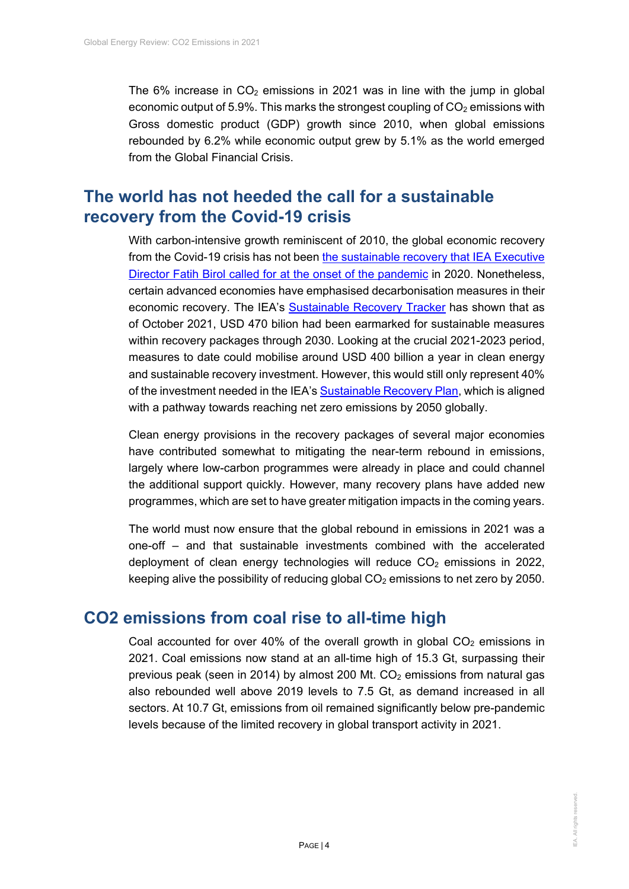The 6% increase in $CO_2$ emissions in 2021 was in line with the jump in global economic output of 5.9%. This marks the strongest coupling of $CO_2$ emissions with Gross domestic product (GDP) growth since 2010, when global emissions rebounded by 6.2% while economic output grew by 5.1% as the world emerged from the Global Financial Crisis.

## The world has not heeded the call for a sustainable recovery from the Covid-19 crisis

With carbon-intensive growth reminiscent of 2010, the global economic recovery from the Covid-19 crisis has not been the sustainable recovery that IEA Executive Director Fatih Birol called for at the onset of the pandemic in 2020. Nonetheless, certain advanced economies have emphasised decarbonisation measures in their economic recovery. The IEA's Sustainable Recovery Tracker has shown that as of October 2021, USD 470 bilion had been earmarked for sustainable measures within recovery packages through 2030. Looking at the crucial 2021-2023 period, measures to date could mobilise around USD 400 billion a year in clean energy and sustainable recovery investment. However, this would still only represent 40% of the investment needed in the IEA's Sustainable Recovery Plan, which is aligned with a pathway towards reaching net zero emissions by 2050 globally.

Clean energy provisions in the recovery packages of several major economies have contributed somewhat to mitigating the near-term rebound in emissions, largely where low-carbon programmes were already in place and could channel the additional support quickly. However, many recovery plans have added new programmes, which are set to have greater mitigation impacts in the coming years.

The world must now ensure that the global rebound in emissions in 2021 was a one-off – and that sustainable investments combined with the accelerated deployment of clean energy technologies will reduce $CO_2$ emissions in 2022, keeping alive the possibility of reducing global $CO_2$ emissions to net zero by 2050.

## CO2 emissions from coal rise to all-time high

Coal accounted for over 40% of the overall growth in global $CO_2$ emissions in 2021. Coal emissions now stand at an all-time high of 15.3 Gt, surpassing their previous peak (seen in 2014) by almost 200 Mt. $CO_2$ emissions from natural gas also rebounded well above 2019 levels to 7.5 Gt, as demand increased in all sectors. At 10.7 Gt, emissions from oil remained significantly below pre-pandemic levels because of the limited recovery in global transport activity in 2021.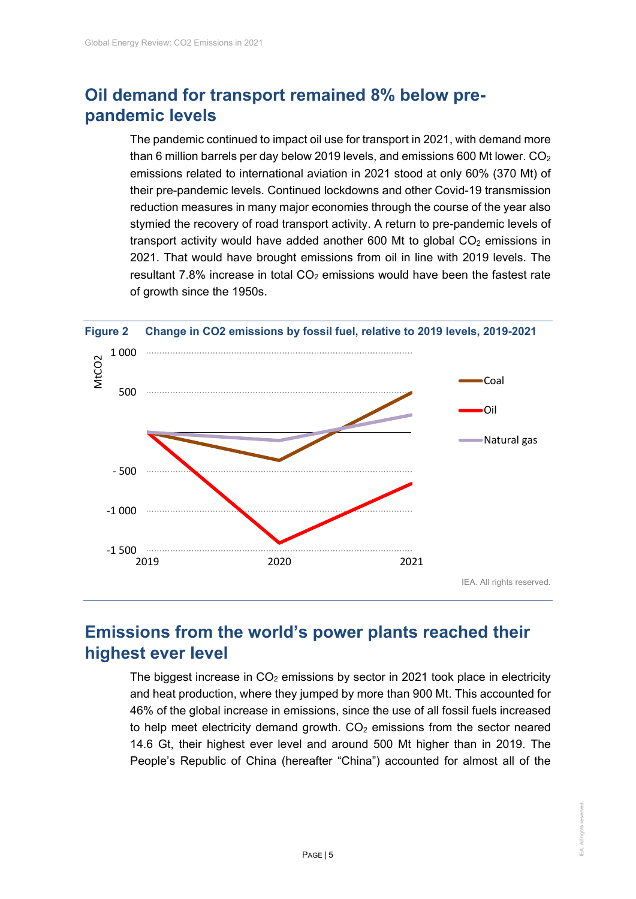## Oil demand for transport remained 8% below pre-pandemic levels

The pandemic continued to impact oil use for transport in 2021, with demand more than 6 million barrels per day below 2019 levels, and emissions 600 Mt lower. $CO_2$ emissions related to international aviation in 2021 stood at only 60% (370 Mt) of their pre-pandemic levels. Continued lockdowns and other Covid-19 transmission reduction measures in many major economies through the course of the year also stymied the recovery of road transport activity. A return to pre-pandemic levels of transport activity would have added another 600 Mt to global $CO_2$ emissions in 2021. That would have brought emissions from oil in line with 2019 levels. The resultant 7.8% increase in total $CO_2$ emissions would have been the fastest rate of growth since the 1950s.

**Figure 2 Change in CO2 emissions by fossil fuel, relative to 2019 levels, 2019-2021**

MtCO2

1 000

500

- 500

-1 000

-1 500

2019 2020 2021

Coal

Oil

Natural gas

IEA. All rights reserved.

## Emissions from the world's power plants reached their highest ever level

The biggest increase in $CO_2$ emissions by sector in 2021 took place in electricity and heat production, where they jumped by more than 900 Mt. This accounted for 46% of the global increase in emissions, since the use of all fossil fuels increased to help meet electricity demand growth. $CO_2$ emissions from the sector neared 14.6 Gt, their highest ever level and around 500 Mt higher than in 2019. The People's Republic of China (hereafter "China") accounted for almost all of the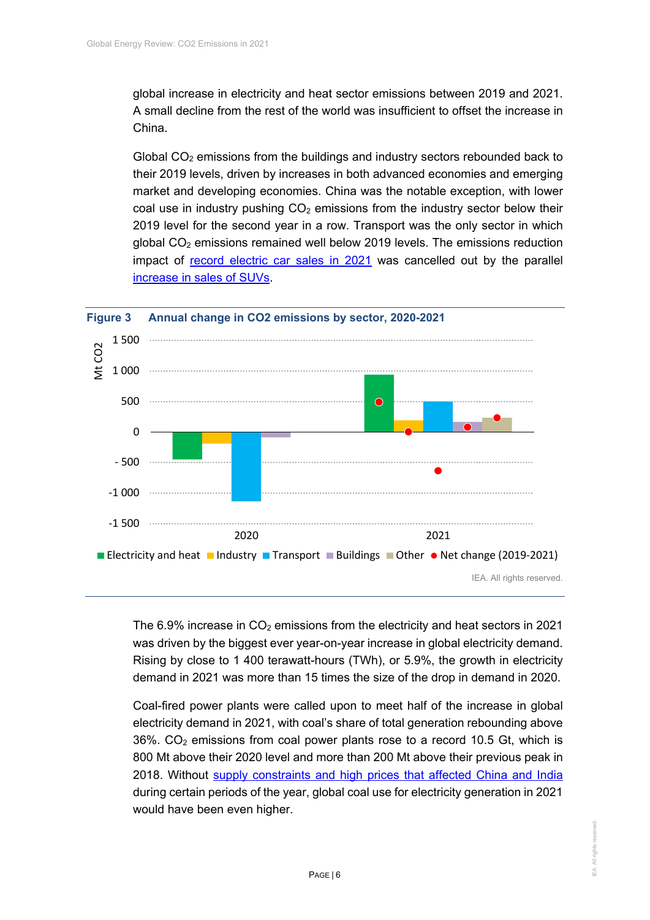global increase in electricity and heat sector emissions between 2019 and 2021. A small decline from the rest of the world was insufficient to offset the increase in China.

Global $CO_2$ emissions from the buildings and industry sectors rebounded back to their 2019 levels, driven by increases in both advanced economies and emerging market and developing economies. China was the notable exception, with lower coal use in industry pushing $CO_2$ emissions from the industry sector below their 2019 level for the second year in a row. Transport was the only sector in which global $CO_2$ emissions remained well below 2019 levels. The emissions reduction impact of record electric car sales in 2021 was cancelled out by the parallel increase in sales of SUVs.

**Figure 3 Annual change in CO2 emissions by sector, 2020-2021**

IEA. All rights reserved.

The 6.9% increase in $CO_2$ emissions from the electricity and heat sectors in 2021 was driven by the biggest ever year-on-year increase in global electricity demand. Rising by close to 1 400 terawatt-hours (TWh), or 5.9%, the growth in electricity demand in 2021 was more than 15 times the size of the drop in demand in 2020.

Coal-fired power plants were called upon to meet half of the increase in global electricity demand in 2021, with coal's share of total generation rebounding above 36%. $CO_2$ emissions from coal power plants rose to a record 10.5 Gt, which is 800 Mt above their 2020 level and more than 200 Mt above their previous peak in 2018. Without supply constraints and high prices that affected China and India during certain periods of the year, global coal use for electricity generation in 2021 would have been even higher.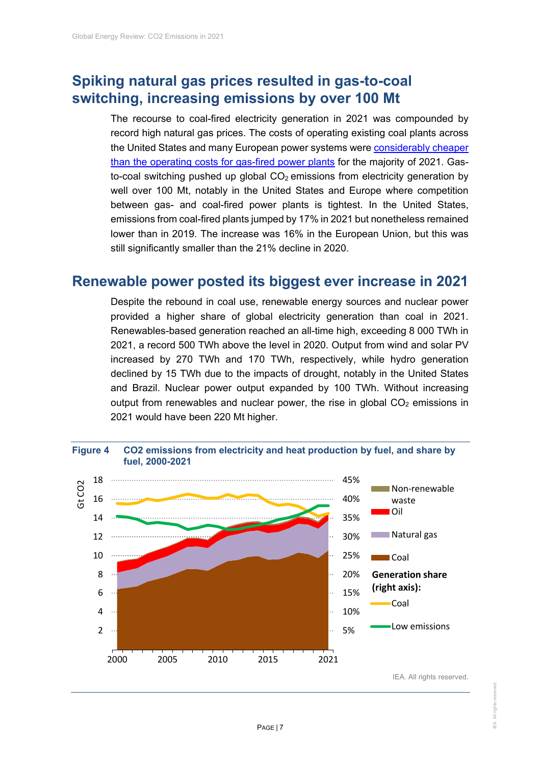## Spiking natural gas prices resulted in gas-to-coal switching, increasing emissions by over 100 Mt

The recourse to coal-fired electricity generation in 2021 was compounded by record high natural gas prices. The costs of operating existing coal plants across the United States and many European power systems were considerably cheaper than the operating costs for gas-fired power plants for the majority of 2021. Gas-to-coal switching pushed up global $CO_2$ emissions from electricity generation by well over 100 Mt, notably in the United States and Europe where competition between gas- and coal-fired power plants is tightest. In the United States, emissions from coal-fired plants jumped by 17% in 2021 but nonetheless remained lower than in 2019. The increase was 16% in the European Union, but this was still significantly smaller than the 21% decline in 2020.

## Renewable power posted its biggest ever increase in 2021

Despite the rebound in coal use, renewable energy sources and nuclear power provided a higher share of global electricity generation than coal in 2021. Renewables-based generation reached an all-time high, exceeding 8 000 TWh in 2021, a record 500 TWh above the level in 2020. Output from wind and solar PV increased by 270 TWh and 170 TWh, respectively, while hydro generation declined by 15 TWh due to the impacts of drought, notably in the United States and Brazil. Nuclear power output expanded by 100 TWh. Without increasing output from renewables and nuclear power, the rise in global $CO_2$ emissions in 2021 would have been 220 Mt higher.

**Figure 4** **CO2 emissions from electricity and heat production by fuel, and share by fuel, 2000-2021**

IEA. All rights reserved.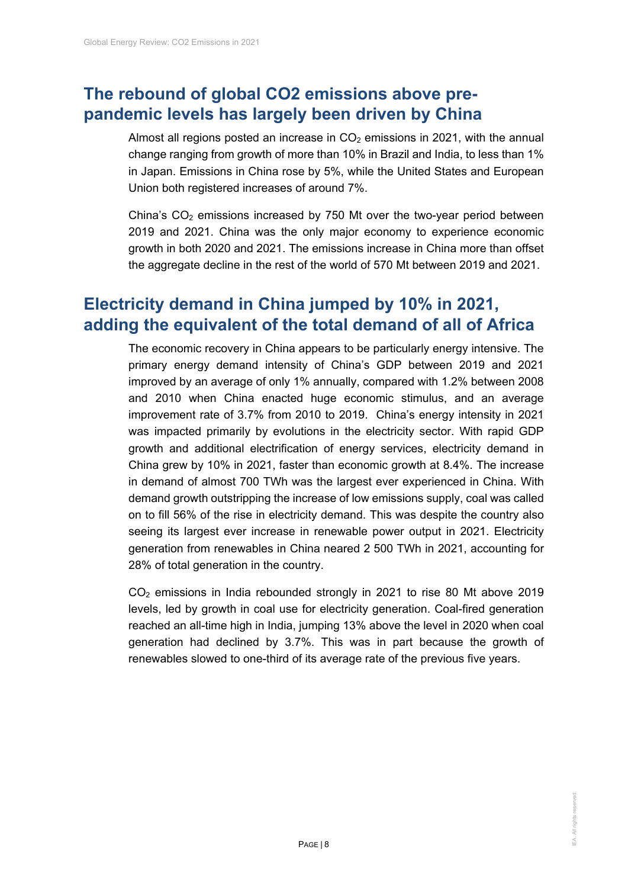## The rebound of global CO2 emissions above pre-pandemic levels has largely been driven by China

Almost all regions posted an increase in $CO_2$ emissions in 2021, with the annual change ranging from growth of more than 10% in Brazil and India, to less than 1% in Japan. Emissions in China rose by 5%, while the United States and European Union both registered increases of around 7%.

China's $CO_2$ emissions increased by 750 Mt over the two-year period between 2019 and 2021. China was the only major economy to experience economic growth in both 2020 and 2021. The emissions increase in China more than offset the aggregate decline in the rest of the world of 570 Mt between 2019 and 2021.

## Electricity demand in China jumped by 10% in 2021, adding the equivalent of the total demand of all of Africa

The economic recovery in China appears to be particularly energy intensive. The primary energy demand intensity of China's GDP between 2019 and 2021 improved by an average of only 1% annually, compared with 1.2% between 2008 and 2010 when China enacted huge economic stimulus, and an average improvement rate of 3.7% from 2010 to 2019. China's energy intensity in 2021 was impacted primarily by evolutions in the electricity sector. With rapid GDP growth and additional electrification of energy services, electricity demand in China grew by 10% in 2021, faster than economic growth at 8.4%. The increase in demand of almost 700 TWh was the largest ever experienced in China. With demand growth outstripping the increase of low emissions supply, coal was called on to fill 56% of the rise in electricity demand. This was despite the country also seeing its largest ever increase in renewable power output in 2021. Electricity generation from renewables in China neared 2 500 TWh in 2021, accounting for 28% of total generation in the country.

$CO_2$ emissions in India rebounded strongly in 2021 to rise 80 Mt above 2019 levels, led by growth in coal use for electricity generation. Coal-fired generation reached an all-time high in India, jumping 13% above the level in 2020 when coal generation had declined by 3.7%. This was in part because the growth of renewables slowed to one-third of its average rate of the previous five years.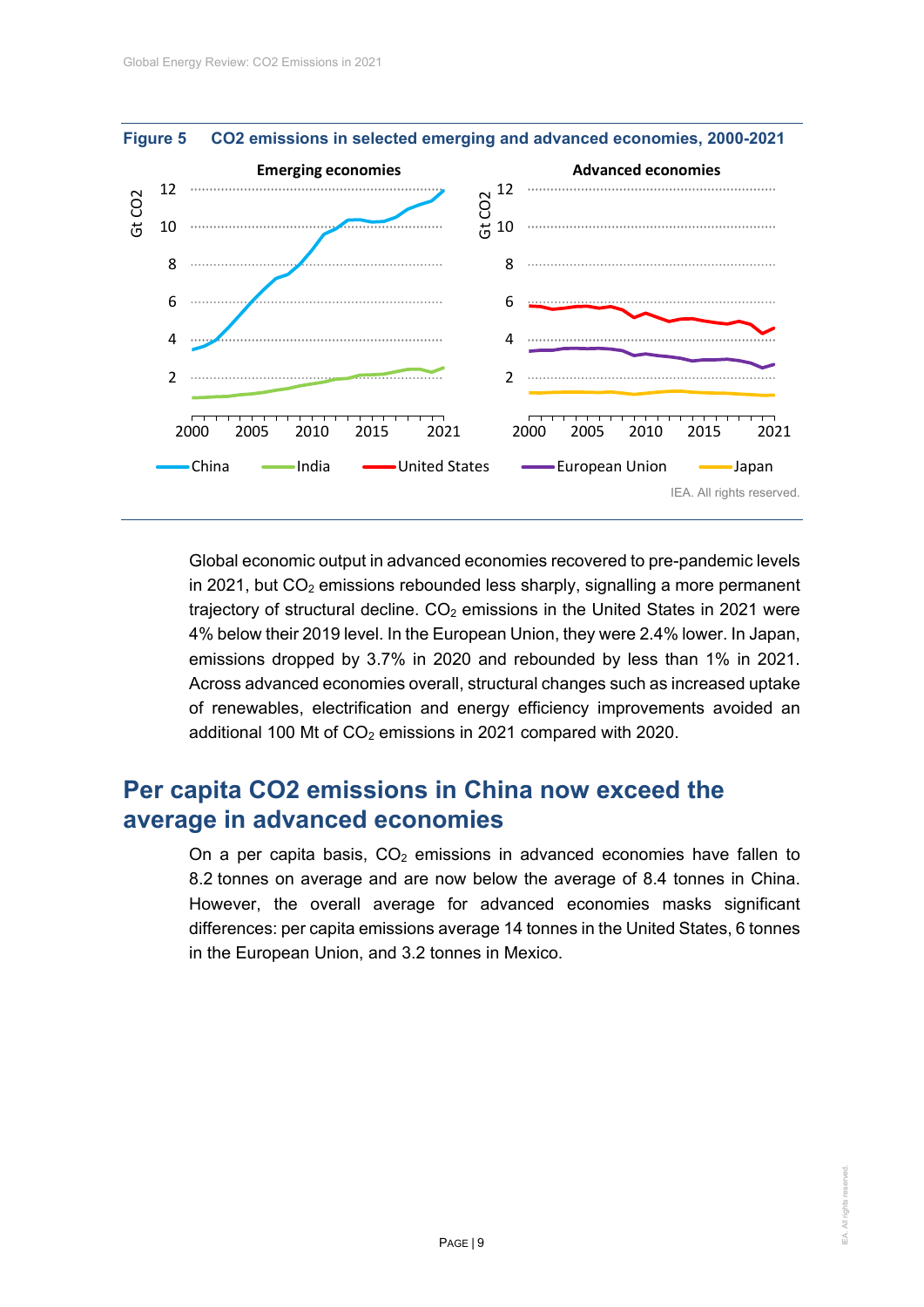**Figure 5 CO2 emissions in selected emerging and advanced economies, 2000-2021**

IEA. All rights reserved.

Global economic output in advanced economies recovered to pre-pandemic levels in 2021, but $CO_2$ emissions rebounded less sharply, signalling a more permanent trajectory of structural decline. $CO_2$ emissions in the United States in 2021 were 4% below their 2019 level. In the European Union, they were 2.4% lower. In Japan, emissions dropped by 3.7% in 2020 and rebounded by less than 1% in 2021. Across advanced economies overall, structural changes such as increased uptake of renewables, electrification and energy efficiency improvements avoided an additional 100 Mt of $CO_2$ emissions in 2021 compared with 2020.

## Per capita CO2 emissions in China now exceed the average in advanced economies

On a per capita basis, $CO_2$ emissions in advanced economies have fallen to 8.2 tonnes on average and are now below the average of 8.4 tonnes in China. However, the overall average for advanced economies masks significant differences: per capita emissions average 14 tonnes in the United States, 6 tonnes in the European Union, and 3.2 tonnes in Mexico.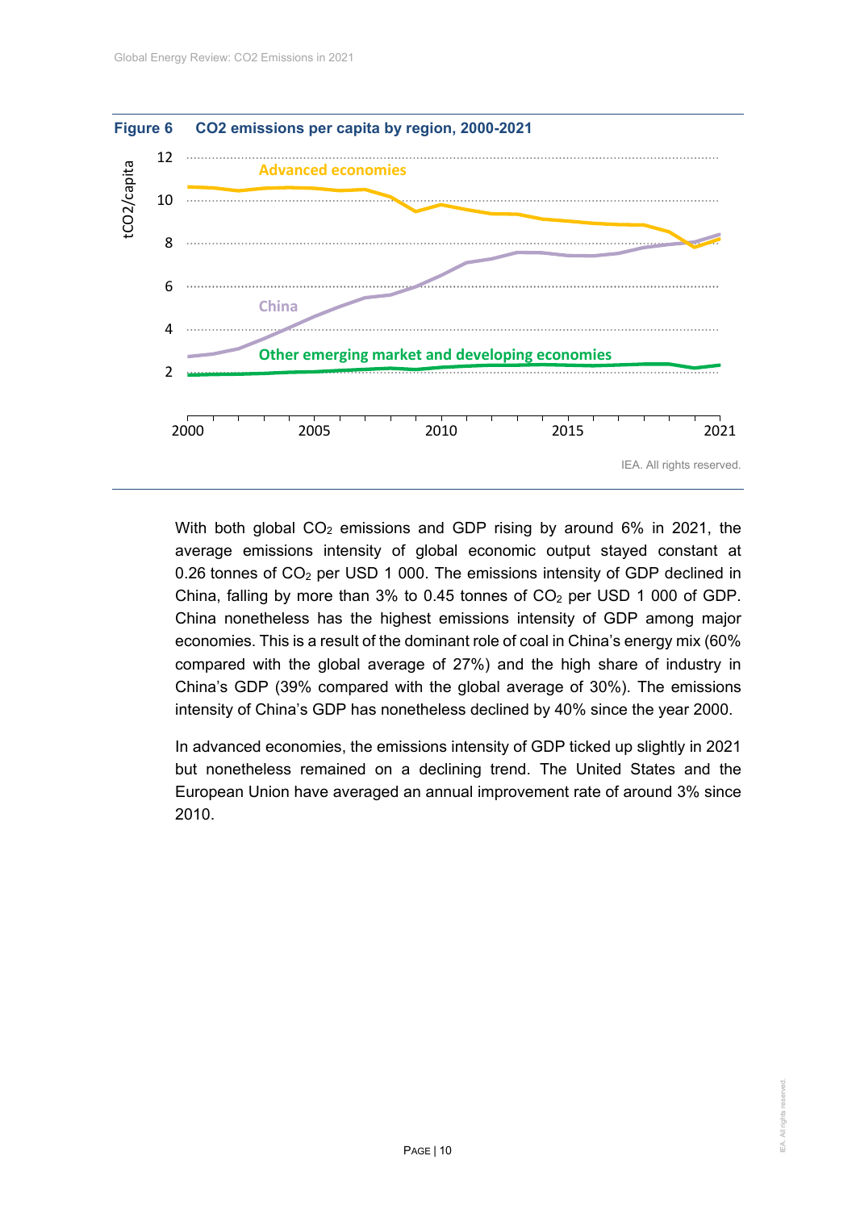**Figure 6 CO2 emissions per capita by region, 2000-2021**

IEA. All rights reserved.

With both global $CO_2$ emissions and GDP rising by around 6% in 2021, the average emissions intensity of global economic output stayed constant at 0.26 tonnes of $CO_2$ per USD 1 000. The emissions intensity of GDP declined in China, falling by more than 3% to 0.45 tonnes of $CO_2$ per USD 1 000 of GDP. China nonetheless has the highest emissions intensity of GDP among major economies. This is a result of the dominant role of coal in China's energy mix (60% compared with the global average of 27%) and the high share of industry in China's GDP (39% compared with the global average of 30%). The emissions intensity of China's GDP has nonetheless declined by 40% since the year 2000.

In advanced economies, the emissions intensity of GDP ticked up slightly in 2021 but nonetheless remained on a declining trend. The United States and the European Union have averaged an annual improvement rate of around 3% since 2010.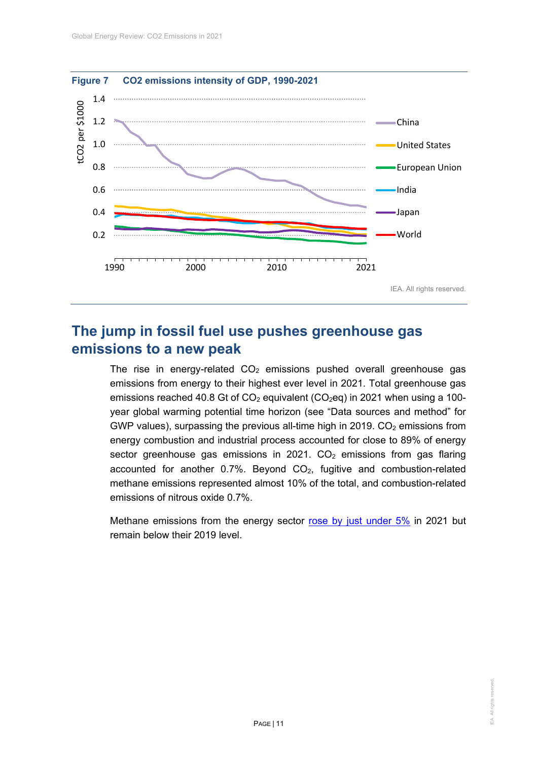**Figure 7 CO2 emissions intensity of GDP, 1990-2021**

IEA. All rights reserved.

## The jump in fossil fuel use pushes greenhouse gas emissions to a new peak

The rise in energy-related $CO_2$ emissions pushed overall greenhouse gas emissions from energy to their highest ever level in 2021. Total greenhouse gas emissions reached 40.8 Gt of $CO_2$ equivalent ($CO_2$eq) in 2021 when using a 100-year global warming potential time horizon (see "Data sources and method" for GWP values), surpassing the previous all-time high in 2019. $CO_2$ emissions from energy combustion and industrial process accounted for close to 89% of energy sector greenhouse gas emissions in 2021. $CO_2$ emissions from gas flaring accounted for another 0.7%. Beyond $CO_2$, fugitive and combustion-related methane emissions represented almost 10% of the total, and combustion-related emissions of nitrous oxide 0.7%.

Methane emissions from the energy sector rose by just under 5% in 2021 but remain below their 2019 level.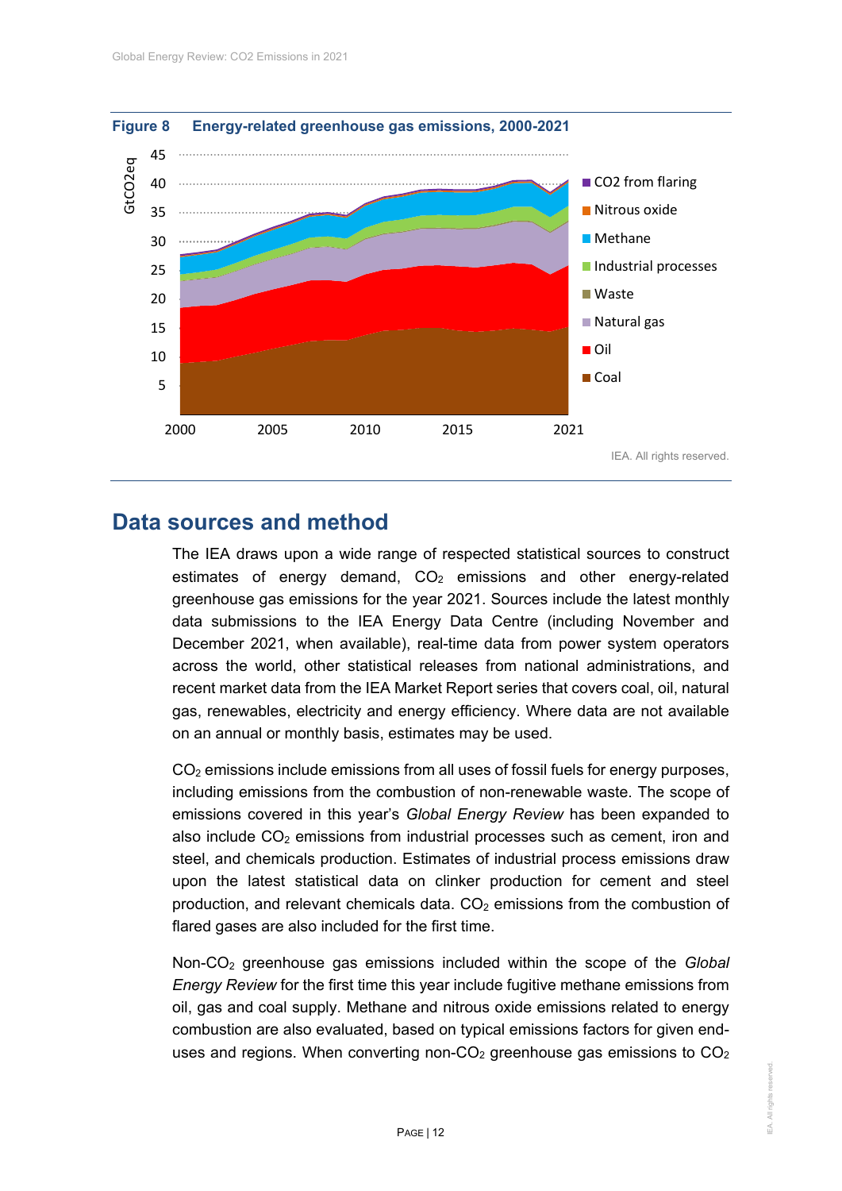**Figure 8 Energy-related greenhouse gas emissions, 2000-2021**

IEA. All rights reserved.

## Data sources and method

The IEA draws upon a wide range of respected statistical sources to construct estimates of energy demand, $CO_2$ emissions and other energy-related greenhouse gas emissions for the year 2021. Sources include the latest monthly data submissions to the IEA Energy Data Centre (including November and December 2021, when available), real-time data from power system operators across the world, other statistical releases from national administrations, and recent market data from the IEA Market Report series that covers coal, oil, natural gas, renewables, electricity and energy efficiency. Where data are not available on an annual or monthly basis, estimates may be used.

$CO_2$ emissions include emissions from all uses of fossil fuels for energy purposes, including emissions from the combustion of non-renewable waste. The scope of emissions covered in this year's *Global Energy Review* has been expanded to also include $CO_2$ emissions from industrial processes such as cement, iron and steel, and chemicals production. Estimates of industrial process emissions draw upon the latest statistical data on clinker production for cement and steel production, and relevant chemicals data. $CO_2$ emissions from the combustion of flared gases are also included for the first time.

Non-$CO_2$ greenhouse gas emissions included within the scope of the *Global Energy Review* for the first time this year include fugitive methane emissions from oil, gas and coal supply. Methane and nitrous oxide emissions related to energy combustion are also evaluated, based on typical emissions factors for given end-uses and regions. When converting non-$CO_2$ greenhouse gas emissions to $CO_2$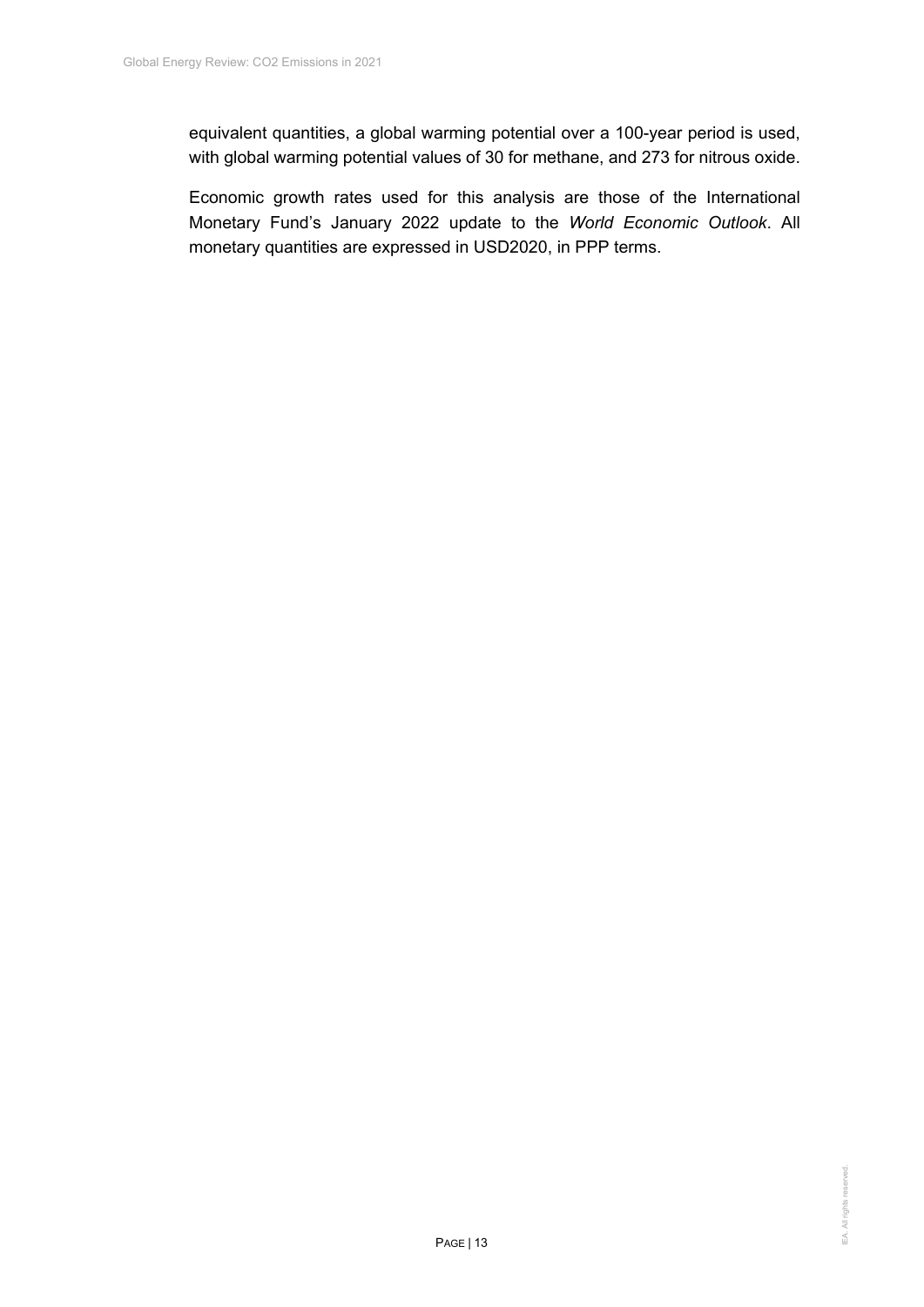equivalent quantities, a global warming potential over a 100-year period is used, with global warming potential values of 30 for methane, and 273 for nitrous oxide.

Economic growth rates used for this analysis are those of the International Monetary Fund's January 2022 update to the *World Economic Outlook*. All monetary quantities are expressed in USD2020, in PPP terms.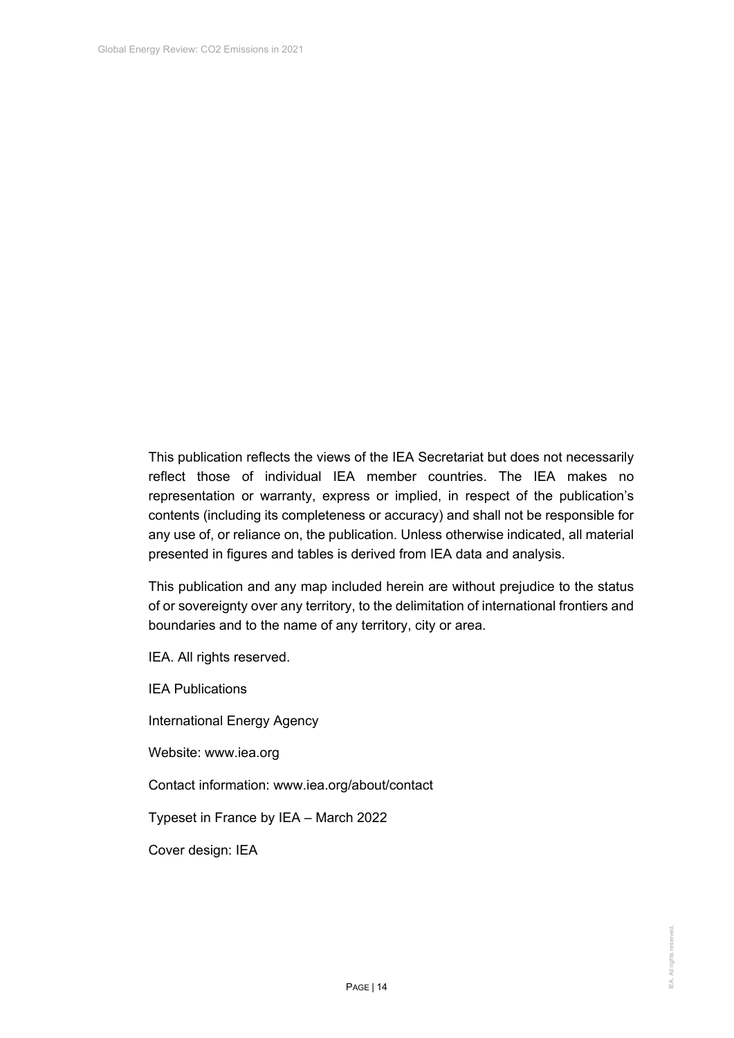This publication reflects the views of the IEA Secretariat but does not necessarily reflect those of individual IEA member countries. The IEA makes no representation or warranty, express or implied, in respect of the publication's contents (including its completeness or accuracy) and shall not be responsible for any use of, or reliance on, the publication. Unless otherwise indicated, all material presented in figures and tables is derived from IEA data and analysis.

This publication and any map included herein are without prejudice to the status of or sovereignty over any territory, to the delimitation of international frontiers and boundaries and to the name of any territory, city or area.

IEA. All rights reserved.

IEA Publications

International Energy Agency

Website: www.iea.org

Contact information: www.iea.org/about/contact

Typeset in France by IEA – March 2022

Cover design: IEA